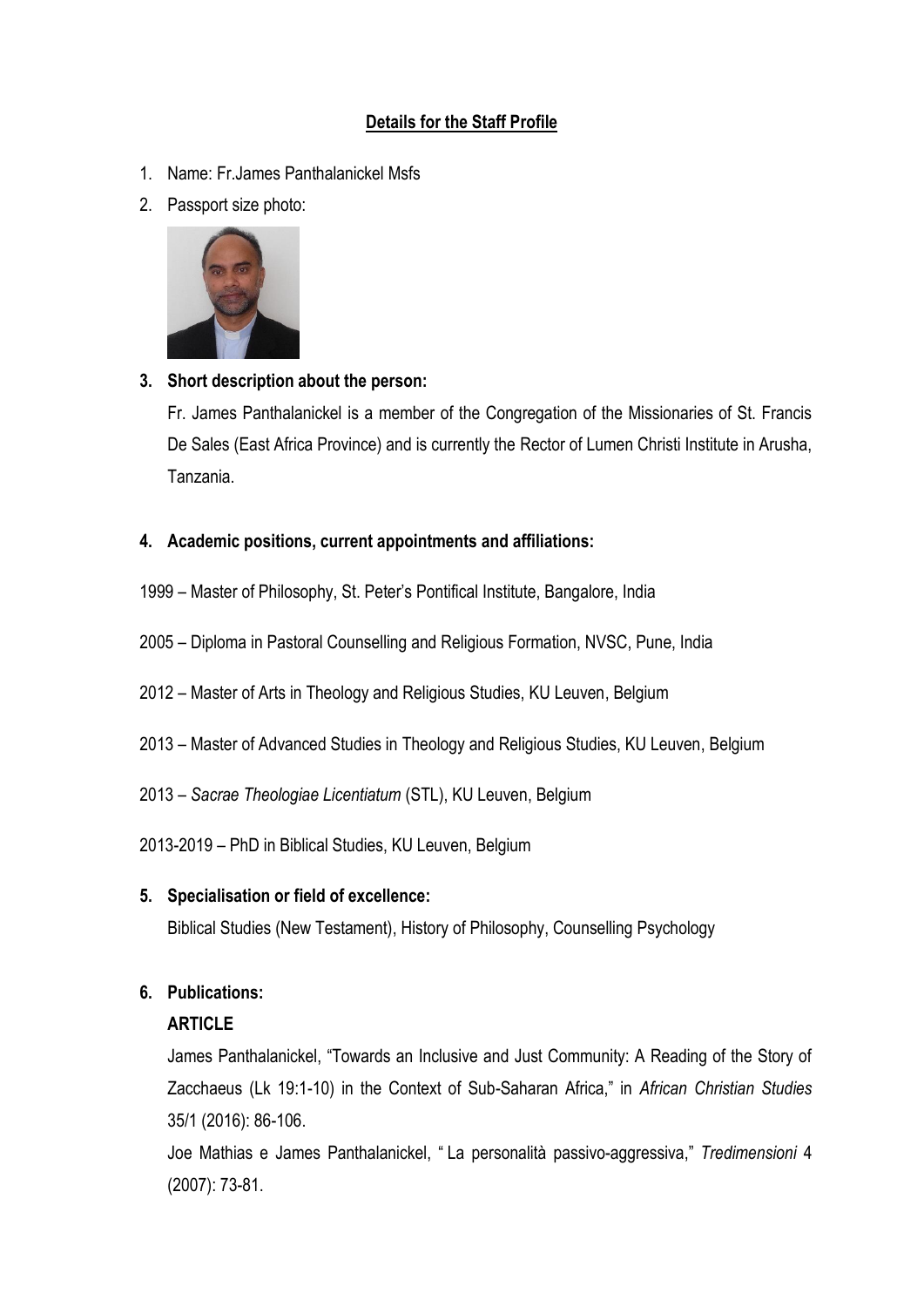## Details for the Staff Profile

1. Name: Fr.James Panthalanickel Msfs
2. Passport size photo:

3. **Short description about the person:**

   Fr. James Panthalanickel is a member of the Congregation of the Missionaries of St. Francis De Sales (East Africa Province) and is currently the Rector of Lumen Christi Institute in Arusha, Tanzania.

4. **Academic positions, current appointments and affiliations:**

1999 – Master of Philosophy, St. Peter's Pontifical Institute, Bangalore, India

2005 – Diploma in Pastoral Counselling and Religious Formation, NVSC, Pune, India

2012 – Master of Arts in Theology and Religious Studies, KU Leuven, Belgium

2013 – Master of Advanced Studies in Theology and Religious Studies, KU Leuven, Belgium

2013 – *Sacrae Theologiae Licentiatum* (STL), KU Leuven, Belgium

2013-2019 – PhD in Biblical Studies, KU Leuven, Belgium

5. **Specialisation or field of excellence:**

   Biblical Studies (New Testament), History of Philosophy, Counselling Psychology

6. **Publications:**

   **ARTICLE**

   James Panthalanickel, "Towards an Inclusive and Just Community: A Reading of the Story of Zacchaeus (Lk 19:1-10) in the Context of Sub-Saharan Africa," in *African Christian Studies* 35/1 (2016): 86-106.

   Joe Mathias e James Panthalanickel, " La personalità passivo-aggressiva," *Tredimensioni* 4 (2007): 73-81.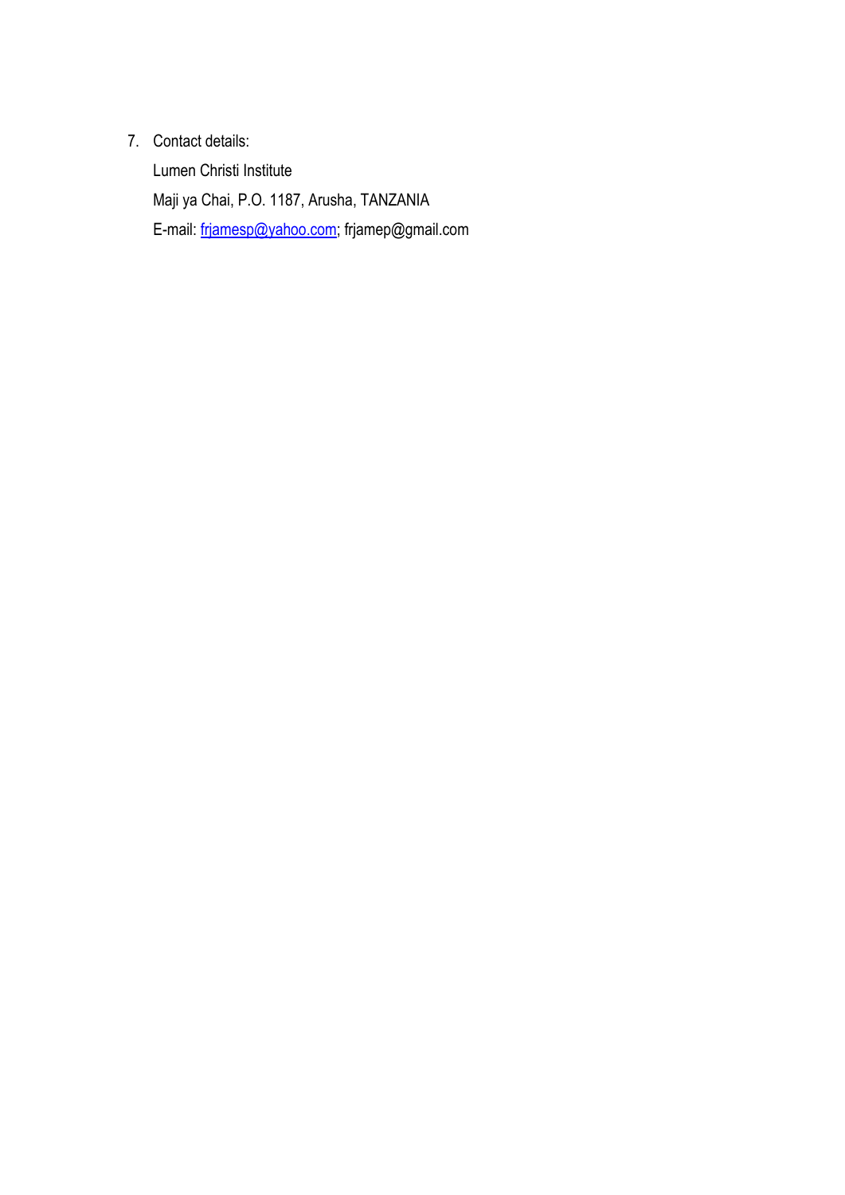7. Contact details:

   Lumen Christi Institute

   Maji ya Chai, P.O. 1187, Arusha, TANZANIA

   E-mail: frjamesp@yahoo.com; frjamep@gmail.com